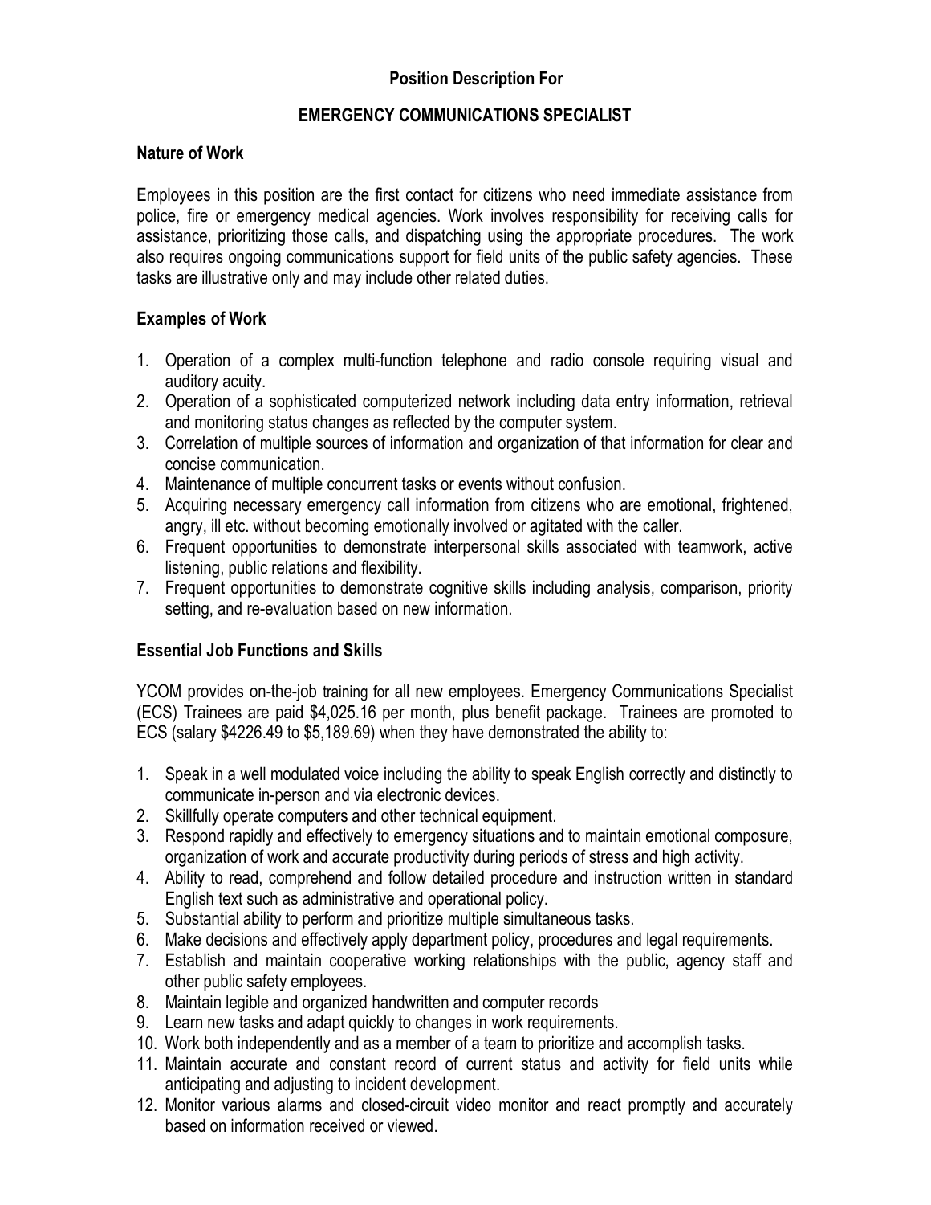# Position Description For

## EMERGENCY COMMUNICATIONS SPECIALIST

### Nature of Work

Employees in this position are the first contact for citizens who need immediate assistance from police, fire or emergency medical agencies. Work involves responsibility for receiving calls for assistance, prioritizing those calls, and dispatching using the appropriate procedures. The work also requires ongoing communications support for field units of the public safety agencies. These tasks are illustrative only and may include other related duties.

### Examples of Work

1. Operation of a complex multi-function telephone and radio console requiring visual and auditory acuity.
2. Operation of a sophisticated computerized network including data entry information, retrieval and monitoring status changes as reflected by the computer system.
3. Correlation of multiple sources of information and organization of that information for clear and concise communication.
4. Maintenance of multiple concurrent tasks or events without confusion.
5. Acquiring necessary emergency call information from citizens who are emotional, frightened, angry, ill etc. without becoming emotionally involved or agitated with the caller.
6. Frequent opportunities to demonstrate interpersonal skills associated with teamwork, active listening, public relations and flexibility.
7. Frequent opportunities to demonstrate cognitive skills including analysis, comparison, priority setting, and re-evaluation based on new information.

### Essential Job Functions and Skills

YCOM provides on-the-job training for all new employees. Emergency Communications Specialist (ECS) Trainees are paid $4,025.16 per month, plus benefit package. Trainees are promoted to ECS (salary $4226.49 to $5,189.69) when they have demonstrated the ability to:

1. Speak in a well modulated voice including the ability to speak English correctly and distinctly to communicate in-person and via electronic devices.
2. Skillfully operate computers and other technical equipment.
3. Respond rapidly and effectively to emergency situations and to maintain emotional composure, organization of work and accurate productivity during periods of stress and high activity.
4. Ability to read, comprehend and follow detailed procedure and instruction written in standard English text such as administrative and operational policy.
5. Substantial ability to perform and prioritize multiple simultaneous tasks.
6. Make decisions and effectively apply department policy, procedures and legal requirements.
7. Establish and maintain cooperative working relationships with the public, agency staff and other public safety employees.
8. Maintain legible and organized handwritten and computer records
9. Learn new tasks and adapt quickly to changes in work requirements.
10. Work both independently and as a member of a team to prioritize and accomplish tasks.
11. Maintain accurate and constant record of current status and activity for field units while anticipating and adjusting to incident development.
12. Monitor various alarms and closed-circuit video monitor and react promptly and accurately based on information received or viewed.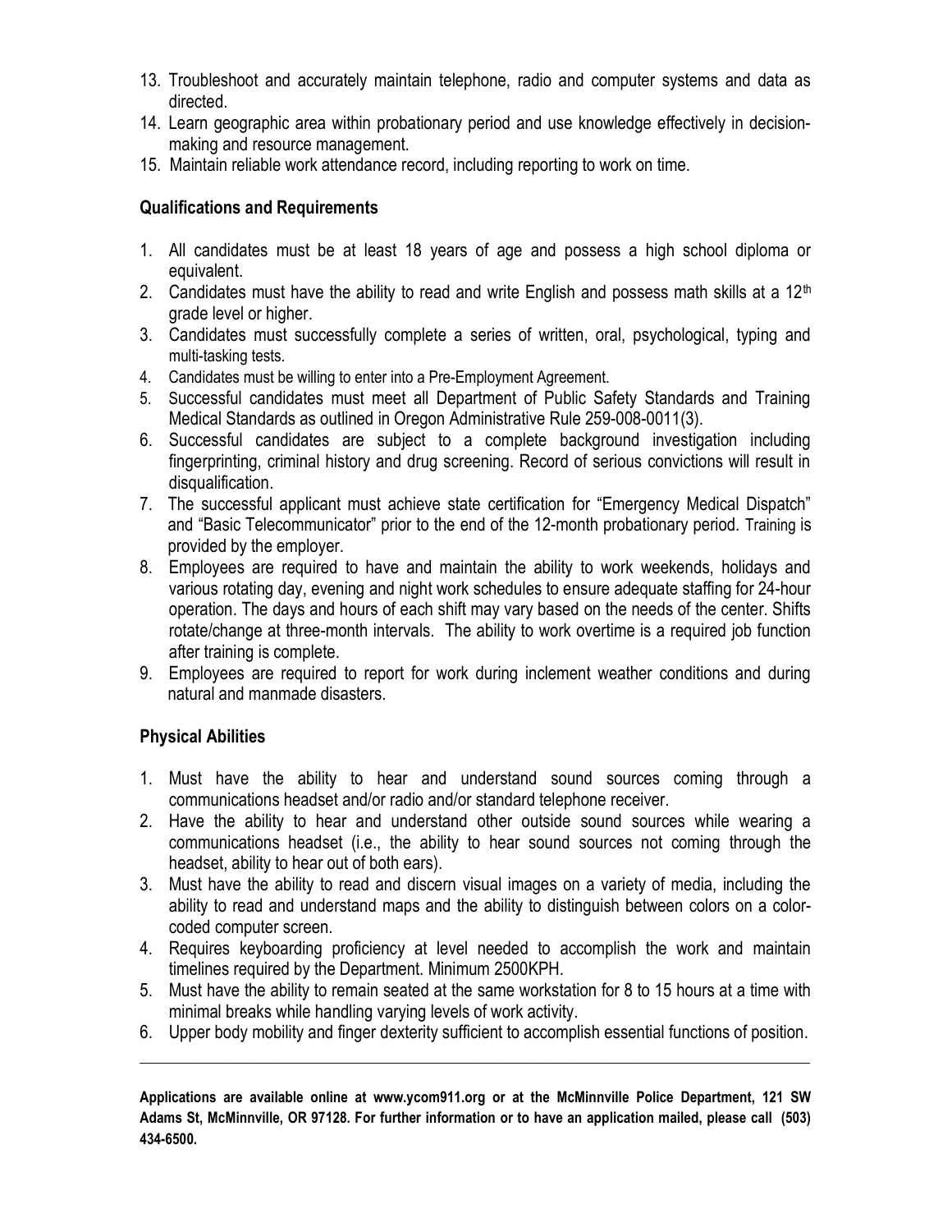13. Troubleshoot and accurately maintain telephone, radio and computer systems and data as directed.
14. Learn geographic area within probationary period and use knowledge effectively in decision-making and resource management.
15. Maintain reliable work attendance record, including reporting to work on time.

**Qualifications and Requirements**

1. All candidates must be at least 18 years of age and possess a high school diploma or equivalent.
2. Candidates must have the ability to read and write English and possess math skills at a 12th grade level or higher.
3. Candidates must successfully complete a series of written, oral, psychological, typing and multi-tasking tests.
4. Candidates must be willing to enter into a Pre-Employment Agreement.
5. Successful candidates must meet all Department of Public Safety Standards and Training Medical Standards as outlined in Oregon Administrative Rule 259-008-0011(3).
6. Successful candidates are subject to a complete background investigation including fingerprinting, criminal history and drug screening. Record of serious convictions will result in disqualification.
7. The successful applicant must achieve state certification for "Emergency Medical Dispatch" and "Basic Telecommunicator" prior to the end of the 12-month probationary period. Training is provided by the employer.
8. Employees are required to have and maintain the ability to work weekends, holidays and various rotating day, evening and night work schedules to ensure adequate staffing for 24-hour operation. The days and hours of each shift may vary based on the needs of the center. Shifts rotate/change at three-month intervals. The ability to work overtime is a required job function after training is complete.
9. Employees are required to report for work during inclement weather conditions and during natural and manmade disasters.

**Physical Abilities**

1. Must have the ability to hear and understand sound sources coming through a communications headset and/or radio and/or standard telephone receiver.
2. Have the ability to hear and understand other outside sound sources while wearing a communications headset (i.e., the ability to hear sound sources not coming through the headset, ability to hear out of both ears).
3. Must have the ability to read and discern visual images on a variety of media, including the ability to read and understand maps and the ability to distinguish between colors on a color-coded computer screen.
4. Requires keyboarding proficiency at level needed to accomplish the work and maintain timelines required by the Department. Minimum 2500KPH.
5. Must have the ability to remain seated at the same workstation for 8 to 15 hours at a time with minimal breaks while handling varying levels of work activity.
6. Upper body mobility and finger dexterity sufficient to accomplish essential functions of position.

---

**Applications are available online at www.ycom911.org or at the McMinnville Police Department, 121 SW Adams St, McMinnville, OR 97128. For further information or to have an application mailed, please call (503) 434-6500.**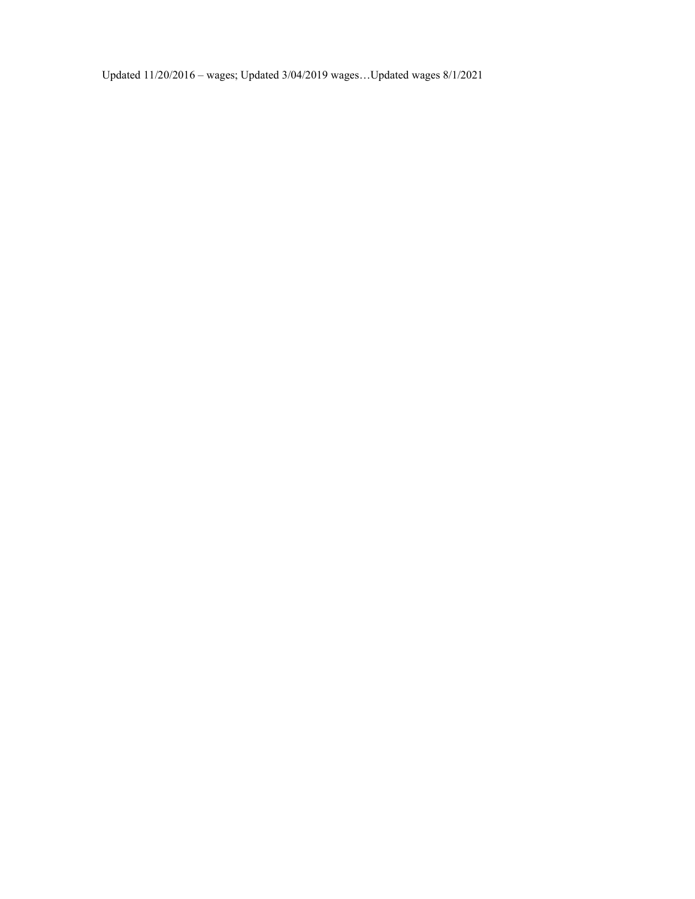Updated 11/20/2016 – wages; Updated 3/04/2019 wages…Updated wages 8/1/2021